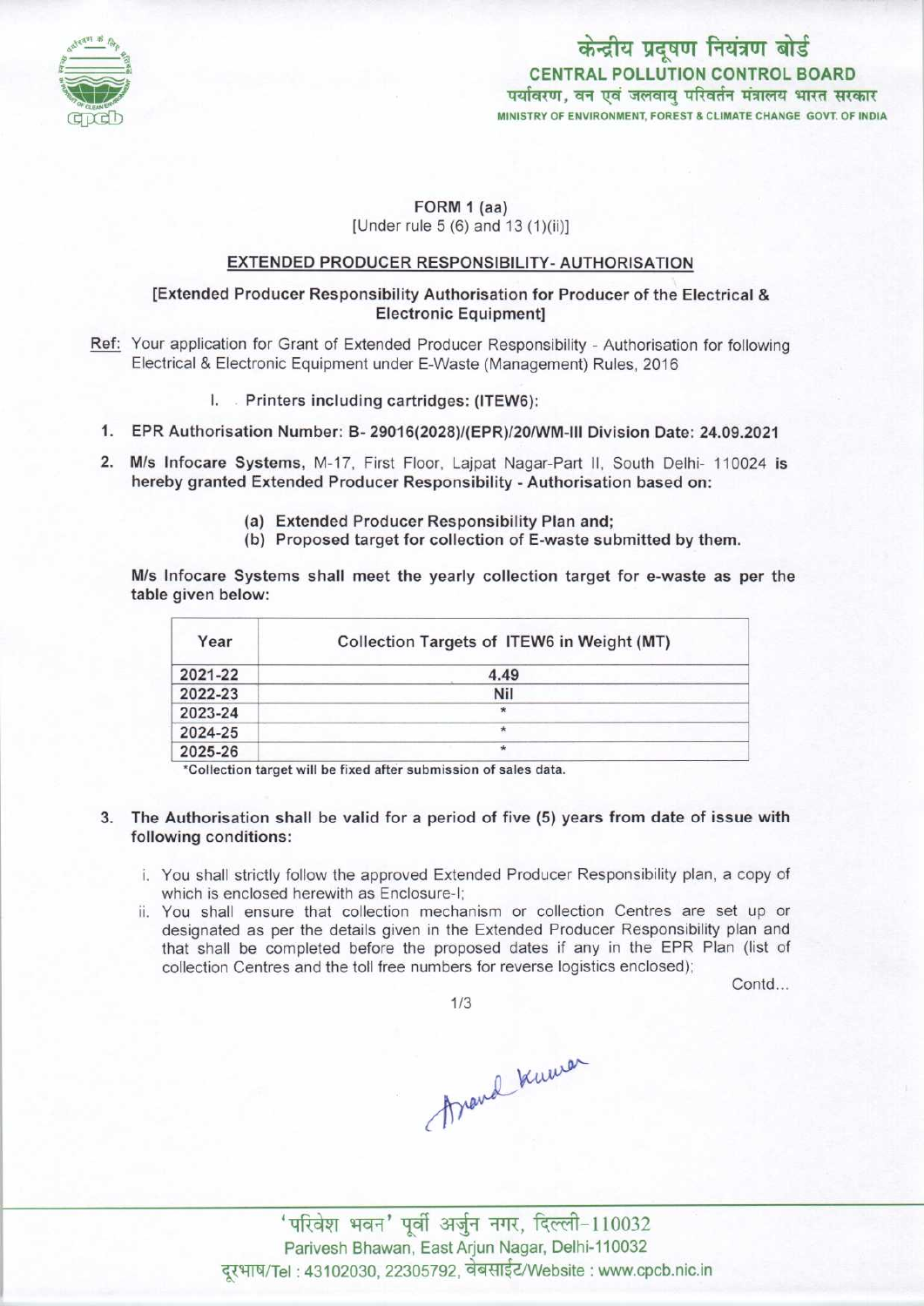केन्द्रीय प्रदूषण नियंत्रण बोर्ड
**CENTRAL POLLUTION CONTROL BOARD**
पर्यावरण, वन एवं जलवायु परिवर्तन मंत्रालय भारत सरकार
MINISTRY OF ENVIRONMENT, FOREST & CLIMATE CHANGE GOVT. OF INDIA

**FORM 1 (aa)**
[Under rule 5 (6) and 13 (1)(ii)]

## EXTENDED PRODUCER RESPONSIBILITY- AUTHORISATION

**[Extended Producer Responsibility Authorisation for Producer of the Electrical & Electronic Equipment]**

Ref: Your application for Grant of Extended Producer Responsibility - Authorisation for following Electrical & Electronic Equipment under E-Waste (Management) Rules, 2016

I. Printers including cartridges: (ITEW6):

1. **EPR Authorisation Number: B- 29016(2028)/(EPR)/20/WM-III Division Date: 24.09.2021**
2. **M/s Infocare Systems**, M-17, First Floor, Lajpat Nagar-Part II, South Delhi- 110024 **is hereby granted Extended Producer Responsibility - Authorisation based on:**
   - **(a) Extended Producer Responsibility Plan and;**
   - **(b) Proposed target for collection of E-waste submitted by them.**

**M/s Infocare Systems shall meet the yearly collection target for e-waste as per the table given below:**

| Year | Collection Targets of ITEW6 in Weight (MT) |
| --- | --- |
| 2021-22 | 4.49 |
| 2022-23 | Nil |
| 2023-24 | * |
| 2024-25 | * |
| 2025-26 | * |

*Collection target will be fixed after submission of sales data.

3. **The Authorisation shall be valid for a period of five (5) years from date of issue with following conditions:**
   1. You shall strictly follow the approved Extended Producer Responsibility plan, a copy of which is enclosed herewith as Enclosure-I;
   2. You shall ensure that collection mechanism or collection Centres are set up or designated as per the details given in the Extended Producer Responsibility plan and that shall be completed before the proposed dates if any in the EPR Plan (list of collection Centres and the toll free numbers for reverse logistics enclosed);

Contd...

'परिवेश भवन' पूर्वी अर्जुन नगर, दिल्ली-110032
Parivesh Bhawan, East Arjun Nagar, Delhi-110032
दूरभाष/Tel : 43102030, 22305792, वेबसाईट/Website : www.cpcb.nic.in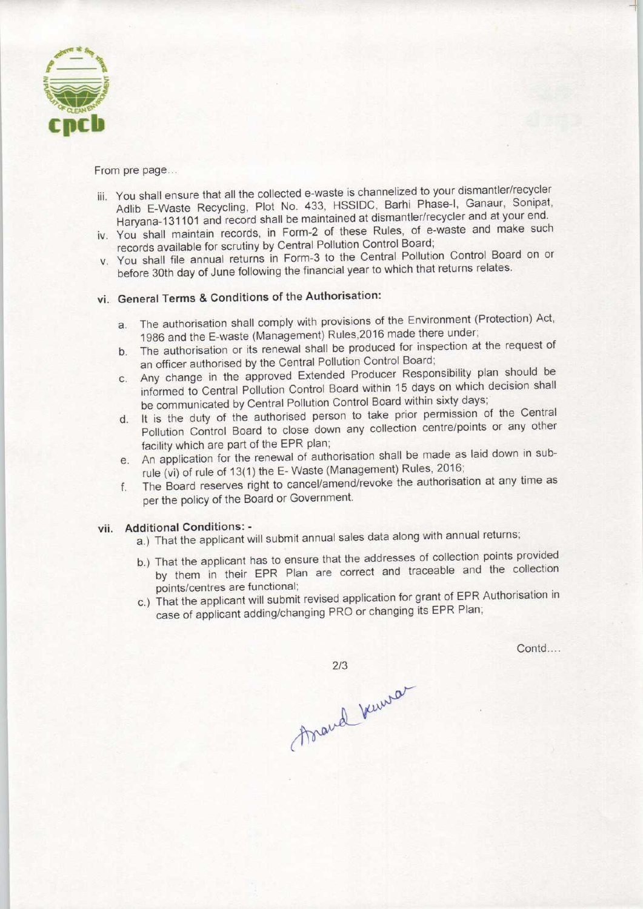From pre page...

iii. You shall ensure that all the collected e-waste is channelized to your dismantler/recycler Adlib E-Waste Recycling, Plot No. 433, HSSIDC, Barhi Phase-I, Ganaur, Sonipat, Haryana-131101 and record shall be maintained at dismantler/recycler and at your end.

iv. You shall maintain records, in Form-2 of these Rules, of e-waste and make such records available for scrutiny by Central Pollution Control Board;

v. You shall file annual returns in Form-3 to the Central Pollution Control Board on or before 30th day of June following the financial year to which that returns relates.

vi. **General Terms & Conditions of the Authorisation:**

   a. The authorisation shall comply with provisions of the Environment (Protection) Act, 1986 and the E-waste (Management) Rules,2016 made there under;

   b. The authorisation or its renewal shall be produced for inspection at the request of an officer authorised by the Central Pollution Control Board;

   c. Any change in the approved Extended Producer Responsibility plan should be informed to Central Pollution Control Board within 15 days on which decision shall be communicated by Central Pollution Control Board within sixty days;

   d. It is the duty of the authorised person to take prior permission of the Central Pollution Control Board to close down any collection centre/points or any other facility which are part of the EPR plan;

   e. An application for the renewal of authorisation shall be made as laid down in sub-rule (vi) of rule of 13(1) the E- Waste (Management) Rules, 2016;

   f. The Board reserves right to cancel/amend/revoke the authorisation at any time as per the policy of the Board or Government.

vii. **Additional Conditions: -**

   a.) That the applicant will submit annual sales data along with annual returns;

   b.) That the applicant has to ensure that the addresses of collection points provided by them in their EPR Plan are correct and traceable and the collection points/centres are functional;

   c.) That the applicant will submit revised application for grant of EPR Authorisation in case of applicant adding/changing PRO or changing its EPR Plan;

Contd....

Anand Kumar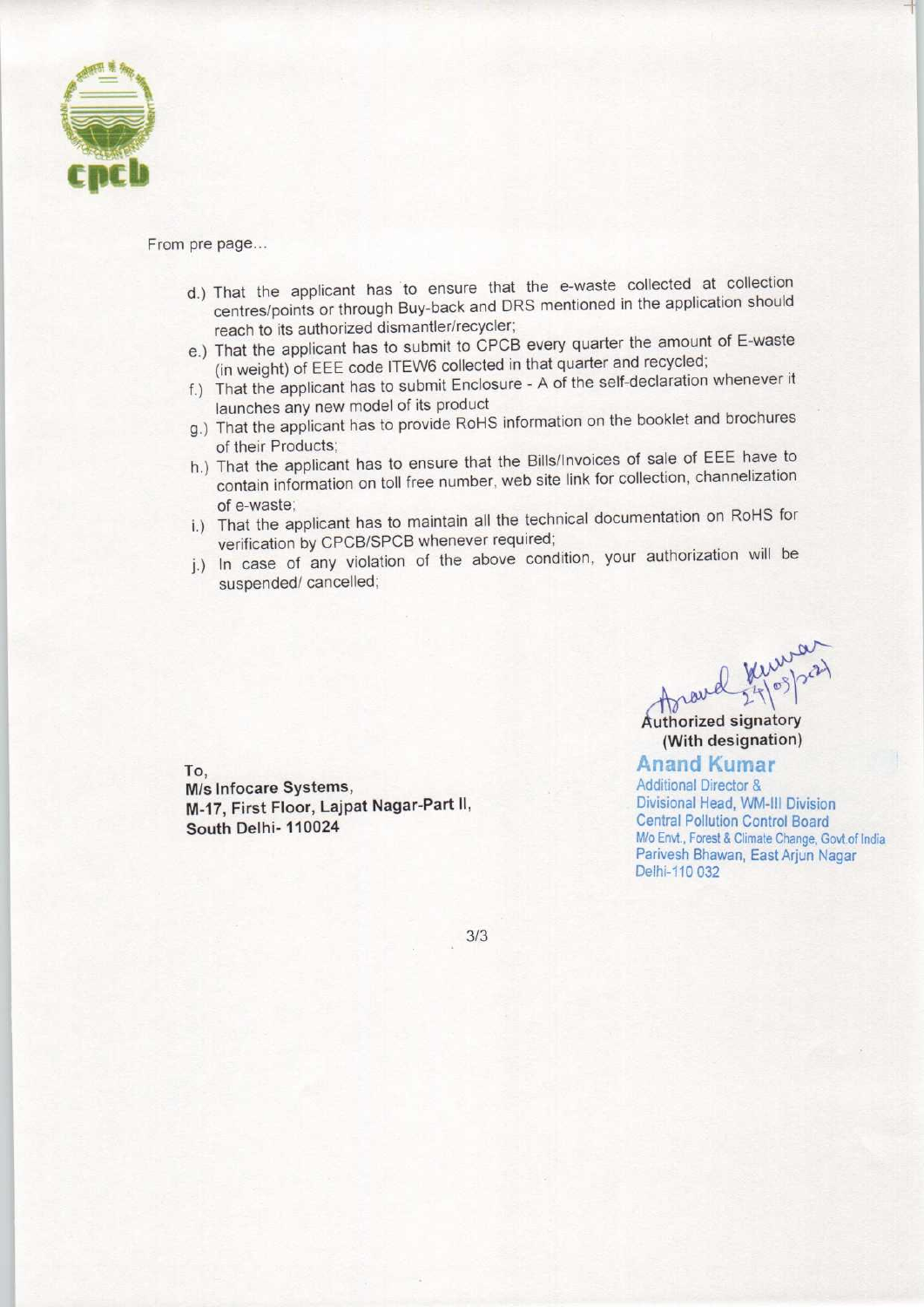From pre page...

d.) That the applicant has to ensure that the e-waste collected at collection centres/points or through Buy-back and DRS mentioned in the application should reach to its authorized dismantler/recycler;

e.) That the applicant has to submit to CPCB every quarter the amount of E-waste (in weight) of EEE code ITEW6 collected in that quarter and recycled;

f.) That the applicant has to submit Enclosure - A of the self-declaration whenever it launches any new model of its product

g.) That the applicant has to provide RoHS information on the booklet and brochures of their Products;

h.) That the applicant has to ensure that the Bills/Invoices of sale of EEE have to contain information on toll free number, web site link for collection, channelization of e-waste;

i.) That the applicant has to maintain all the technical documentation on RoHS for verification by CPCB/SPCB whenever required;

j.) In case of any violation of the above condition, your authorization will be suspended/ cancelled;

Anand Kumar 24/05/2021

**Authorized signatory**
**(With designation)**

**Anand Kumar**
Additional Director &
Divisional Head, WM-III Division
Central Pollution Control Board
M/o Envt., Forest & Climate Change, Govt.of India
Parivesh Bhawan, East Arjun Nagar
Delhi-110 032

To,
**M/s Infocare Systems,**
**M-17, First Floor, Lajpat Nagar-Part II,**
**South Delhi- 110024**